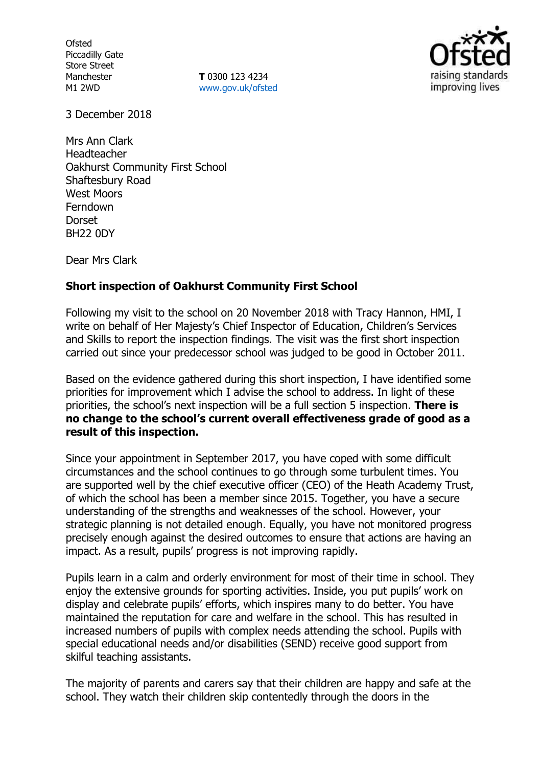Ofsted
Piccadilly Gate
Store Street
Manchester
M1 2WD

**T** 0300 123 4234
www.gov.uk/ofsted

3 December 2018

Mrs Ann Clark
Headteacher
Oakhurst Community First School
Shaftesbury Road
West Moors
Ferndown
Dorset
BH22 0DY

Dear Mrs Clark

**Short inspection of Oakhurst Community First School**

Following my visit to the school on 20 November 2018 with Tracy Hannon, HMI, I write on behalf of Her Majesty's Chief Inspector of Education, Children's Services and Skills to report the inspection findings. The visit was the first short inspection carried out since your predecessor school was judged to be good in October 2011.

Based on the evidence gathered during this short inspection, I have identified some priorities for improvement which I advise the school to address. In light of these priorities, the school's next inspection will be a full section 5 inspection. **There is no change to the school's current overall effectiveness grade of good as a result of this inspection.**

Since your appointment in September 2017, you have coped with some difficult circumstances and the school continues to go through some turbulent times. You are supported well by the chief executive officer (CEO) of the Heath Academy Trust, of which the school has been a member since 2015. Together, you have a secure understanding of the strengths and weaknesses of the school. However, your strategic planning is not detailed enough. Equally, you have not monitored progress precisely enough against the desired outcomes to ensure that actions are having an impact. As a result, pupils' progress is not improving rapidly.

Pupils learn in a calm and orderly environment for most of their time in school. They enjoy the extensive grounds for sporting activities. Inside, you put pupils' work on display and celebrate pupils' efforts, which inspires many to do better. You have maintained the reputation for care and welfare in the school. This has resulted in increased numbers of pupils with complex needs attending the school. Pupils with special educational needs and/or disabilities (SEND) receive good support from skilful teaching assistants.

The majority of parents and carers say that their children are happy and safe at the school. They watch their children skip contentedly through the doors in the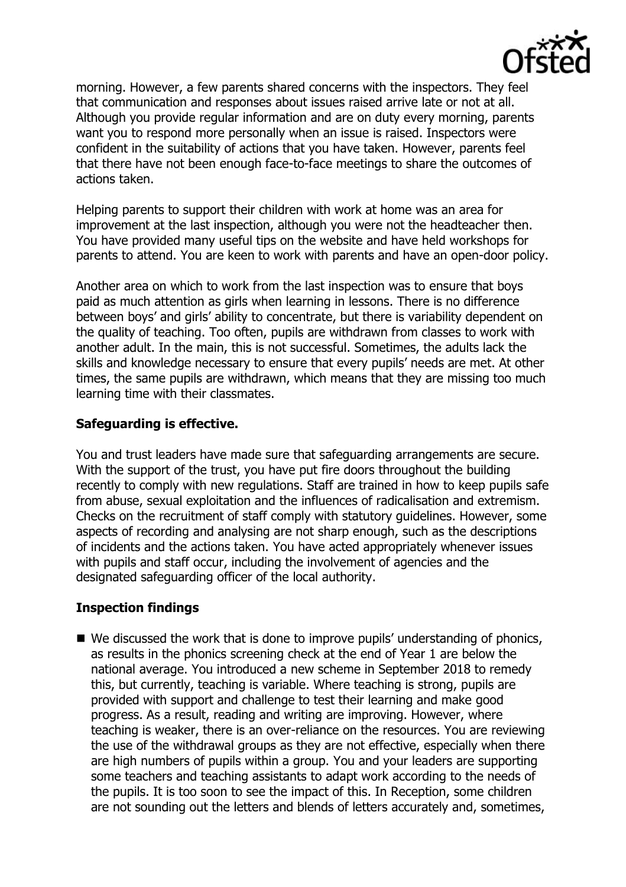morning. However, a few parents shared concerns with the inspectors. They feel that communication and responses about issues raised arrive late or not at all. Although you provide regular information and are on duty every morning, parents want you to respond more personally when an issue is raised. Inspectors were confident in the suitability of actions that you have taken. However, parents feel that there have not been enough face-to-face meetings to share the outcomes of actions taken.

Helping parents to support their children with work at home was an area for improvement at the last inspection, although you were not the headteacher then. You have provided many useful tips on the website and have held workshops for parents to attend. You are keen to work with parents and have an open-door policy.

Another area on which to work from the last inspection was to ensure that boys paid as much attention as girls when learning in lessons. There is no difference between boys' and girls' ability to concentrate, but there is variability dependent on the quality of teaching. Too often, pupils are withdrawn from classes to work with another adult. In the main, this is not successful. Sometimes, the adults lack the skills and knowledge necessary to ensure that every pupils' needs are met. At other times, the same pupils are withdrawn, which means that they are missing too much learning time with their classmates.

## Safeguarding is effective.

You and trust leaders have made sure that safeguarding arrangements are secure. With the support of the trust, you have put fire doors throughout the building recently to comply with new regulations. Staff are trained in how to keep pupils safe from abuse, sexual exploitation and the influences of radicalisation and extremism. Checks on the recruitment of staff comply with statutory guidelines. However, some aspects of recording and analysing are not sharp enough, such as the descriptions of incidents and the actions taken. You have acted appropriately whenever issues with pupils and staff occur, including the involvement of agencies and the designated safeguarding officer of the local authority.

## Inspection findings

- We discussed the work that is done to improve pupils' understanding of phonics, as results in the phonics screening check at the end of Year 1 are below the national average. You introduced a new scheme in September 2018 to remedy this, but currently, teaching is variable. Where teaching is strong, pupils are provided with support and challenge to test their learning and make good progress. As a result, reading and writing are improving. However, where teaching is weaker, there is an over-reliance on the resources. You are reviewing the use of the withdrawal groups as they are not effective, especially when there are high numbers of pupils within a group. You and your leaders are supporting some teachers and teaching assistants to adapt work according to the needs of the pupils. It is too soon to see the impact of this. In Reception, some children are not sounding out the letters and blends of letters accurately and, sometimes,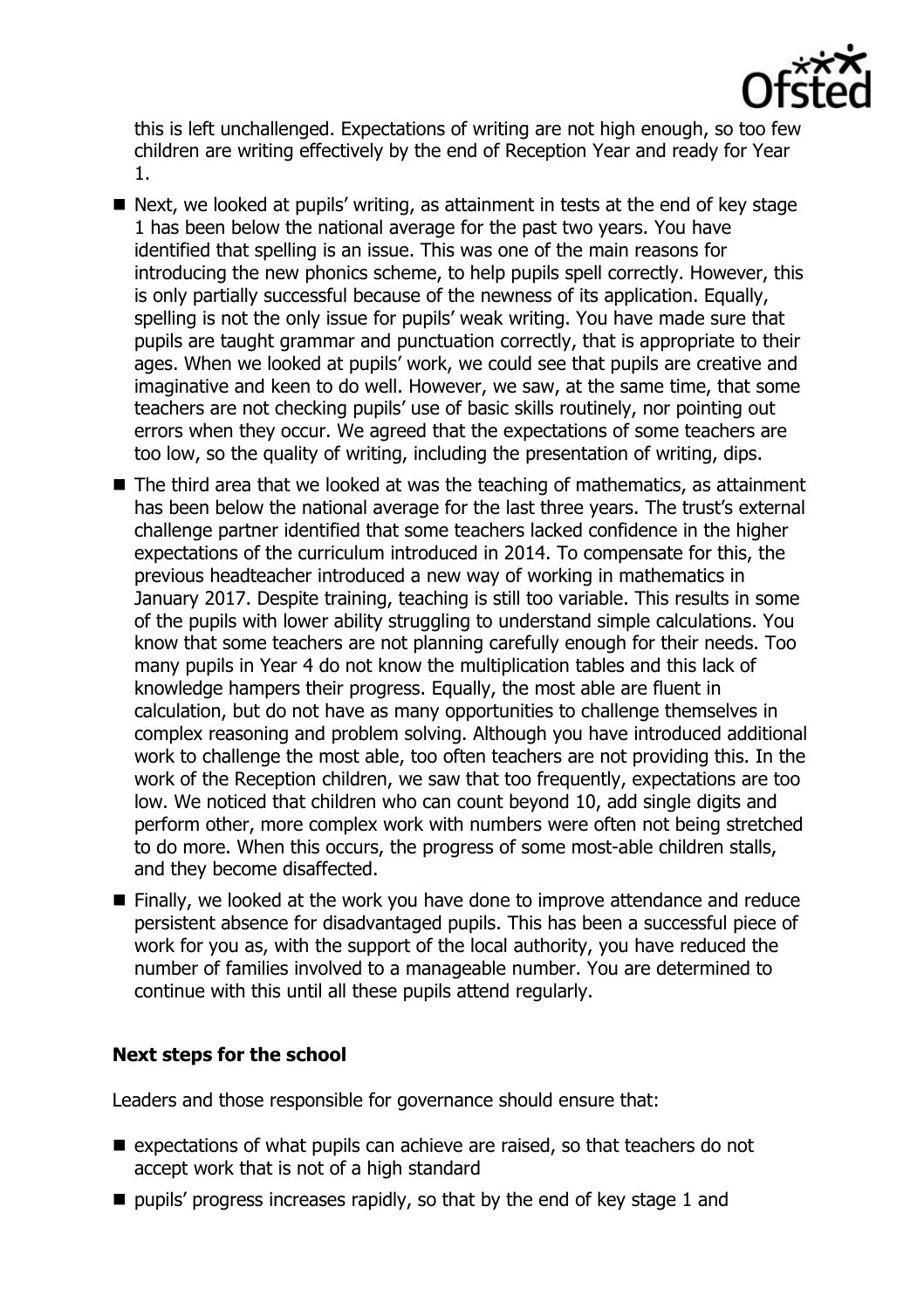this is left unchallenged. Expectations of writing are not high enough, so too few children are writing effectively by the end of Reception Year and ready for Year 1.

- Next, we looked at pupils' writing, as attainment in tests at the end of key stage 1 has been below the national average for the past two years. You have identified that spelling is an issue. This was one of the main reasons for introducing the new phonics scheme, to help pupils spell correctly. However, this is only partially successful because of the newness of its application. Equally, spelling is not the only issue for pupils' weak writing. You have made sure that pupils are taught grammar and punctuation correctly, that is appropriate to their ages. When we looked at pupils' work, we could see that pupils are creative and imaginative and keen to do well. However, we saw, at the same time, that some teachers are not checking pupils' use of basic skills routinely, nor pointing out errors when they occur. We agreed that the expectations of some teachers are too low, so the quality of writing, including the presentation of writing, dips.
- The third area that we looked at was the teaching of mathematics, as attainment has been below the national average for the last three years. The trust's external challenge partner identified that some teachers lacked confidence in the higher expectations of the curriculum introduced in 2014. To compensate for this, the previous headteacher introduced a new way of working in mathematics in January 2017. Despite training, teaching is still too variable. This results in some of the pupils with lower ability struggling to understand simple calculations. You know that some teachers are not planning carefully enough for their needs. Too many pupils in Year 4 do not know the multiplication tables and this lack of knowledge hampers their progress. Equally, the most able are fluent in calculation, but do not have as many opportunities to challenge themselves in complex reasoning and problem solving. Although you have introduced additional work to challenge the most able, too often teachers are not providing this. In the work of the Reception children, we saw that too frequently, expectations are too low. We noticed that children who can count beyond 10, add single digits and perform other, more complex work with numbers were often not being stretched to do more. When this occurs, the progress of some most-able children stalls, and they become disaffected.
- Finally, we looked at the work you have done to improve attendance and reduce persistent absence for disadvantaged pupils. This has been a successful piece of work for you as, with the support of the local authority, you have reduced the number of families involved to a manageable number. You are determined to continue with this until all these pupils attend regularly.

### Next steps for the school

Leaders and those responsible for governance should ensure that:

- expectations of what pupils can achieve are raised, so that teachers do not accept work that is not of a high standard
- pupils' progress increases rapidly, so that by the end of key stage 1 and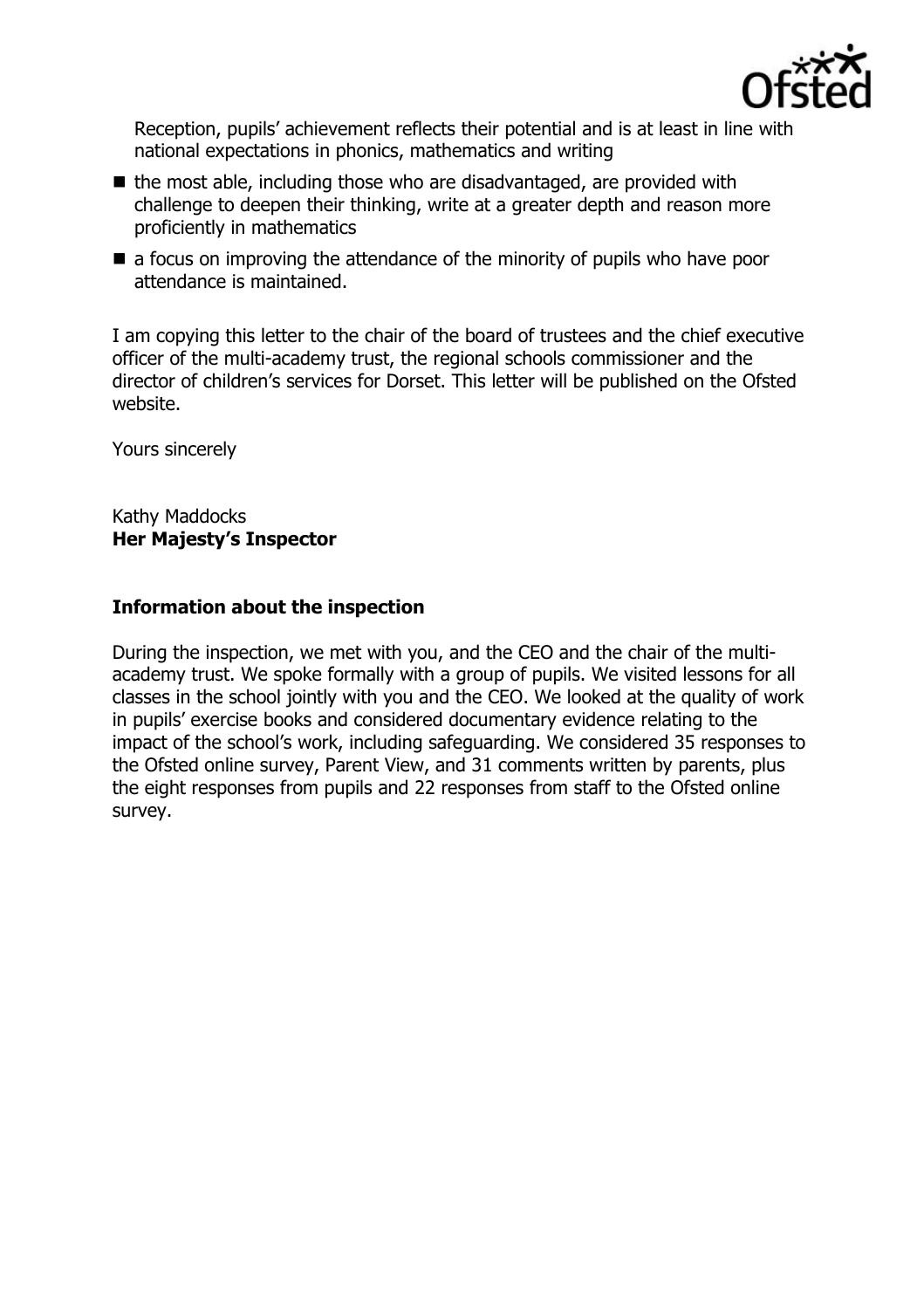Reception, pupils' achievement reflects their potential and is at least in line with national expectations in phonics, mathematics and writing

- the most able, including those who are disadvantaged, are provided with challenge to deepen their thinking, write at a greater depth and reason more proficiently in mathematics
- a focus on improving the attendance of the minority of pupils who have poor attendance is maintained.

I am copying this letter to the chair of the board of trustees and the chief executive officer of the multi-academy trust, the regional schools commissioner and the director of children's services for Dorset. This letter will be published on the Ofsted website.

Yours sincerely

Kathy Maddocks
**Her Majesty's Inspector**

### Information about the inspection

During the inspection, we met with you, and the CEO and the chair of the multi-academy trust. We spoke formally with a group of pupils. We visited lessons for all classes in the school jointly with you and the CEO. We looked at the quality of work in pupils' exercise books and considered documentary evidence relating to the impact of the school's work, including safeguarding. We considered 35 responses to the Ofsted online survey, Parent View, and 31 comments written by parents, plus the eight responses from pupils and 22 responses from staff to the Ofsted online survey.